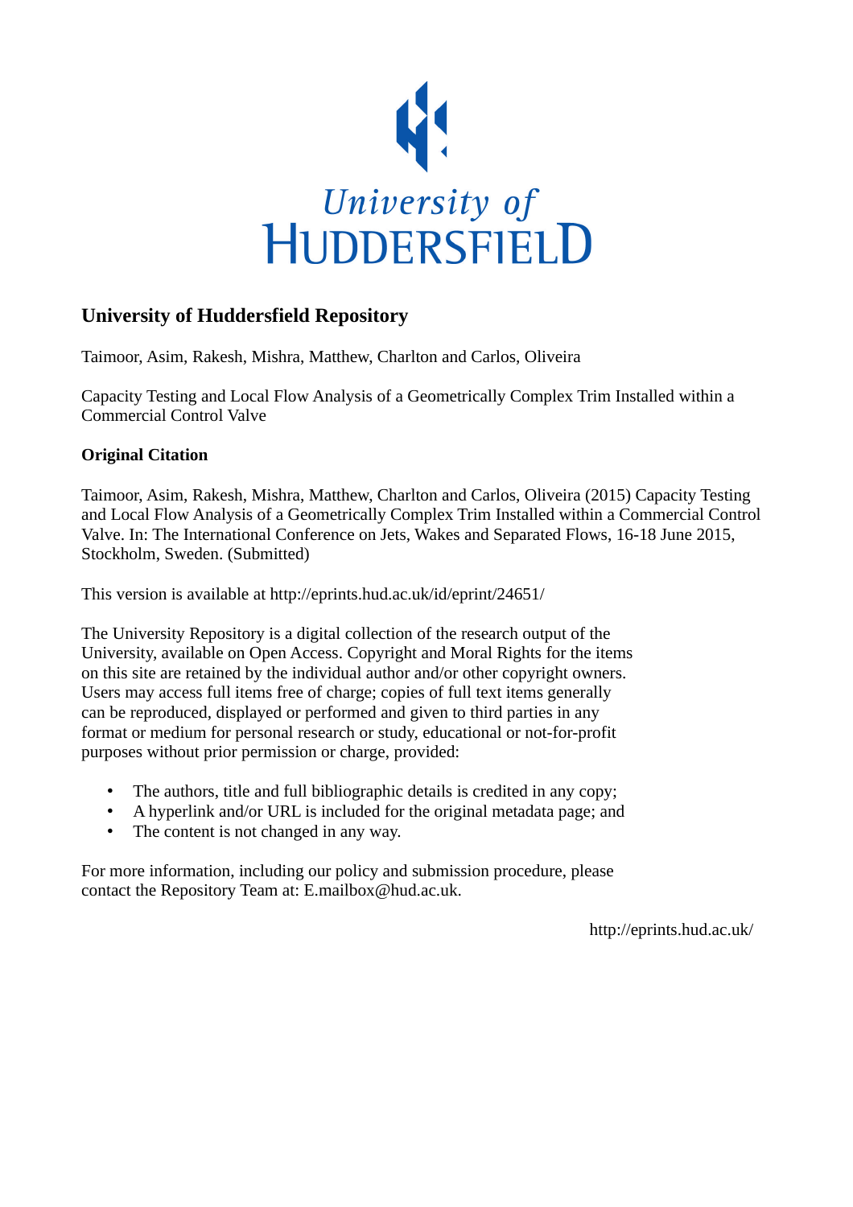University of HUDDERSFIELD

# University of Huddersfield Repository

Taimoor, Asim, Rakesh, Mishra, Matthew, Charlton and Carlos, Oliveira

Capacity Testing and Local Flow Analysis of a Geometrically Complex Trim Installed within a Commercial Control Valve

## Original Citation

Taimoor, Asim, Rakesh, Mishra, Matthew, Charlton and Carlos, Oliveira (2015) Capacity Testing and Local Flow Analysis of a Geometrically Complex Trim Installed within a Commercial Control Valve. In: The International Conference on Jets, Wakes and Separated Flows, 16-18 June 2015, Stockholm, Sweden. (Submitted)

This version is available at http://eprints.hud.ac.uk/id/eprint/24651/

The University Repository is a digital collection of the research output of the University, available on Open Access. Copyright and Moral Rights for the items on this site are retained by the individual author and/or other copyright owners. Users may access full items free of charge; copies of full text items generally can be reproduced, displayed or performed and given to third parties in any format or medium for personal research or study, educational or not-for-profit purposes without prior permission or charge, provided:

- The authors, title and full bibliographic details is credited in any copy;
- A hyperlink and/or URL is included for the original metadata page; and
- The content is not changed in any way.

For more information, including our policy and submission procedure, please contact the Repository Team at: E.mailbox@hud.ac.uk.

http://eprints.hud.ac.uk/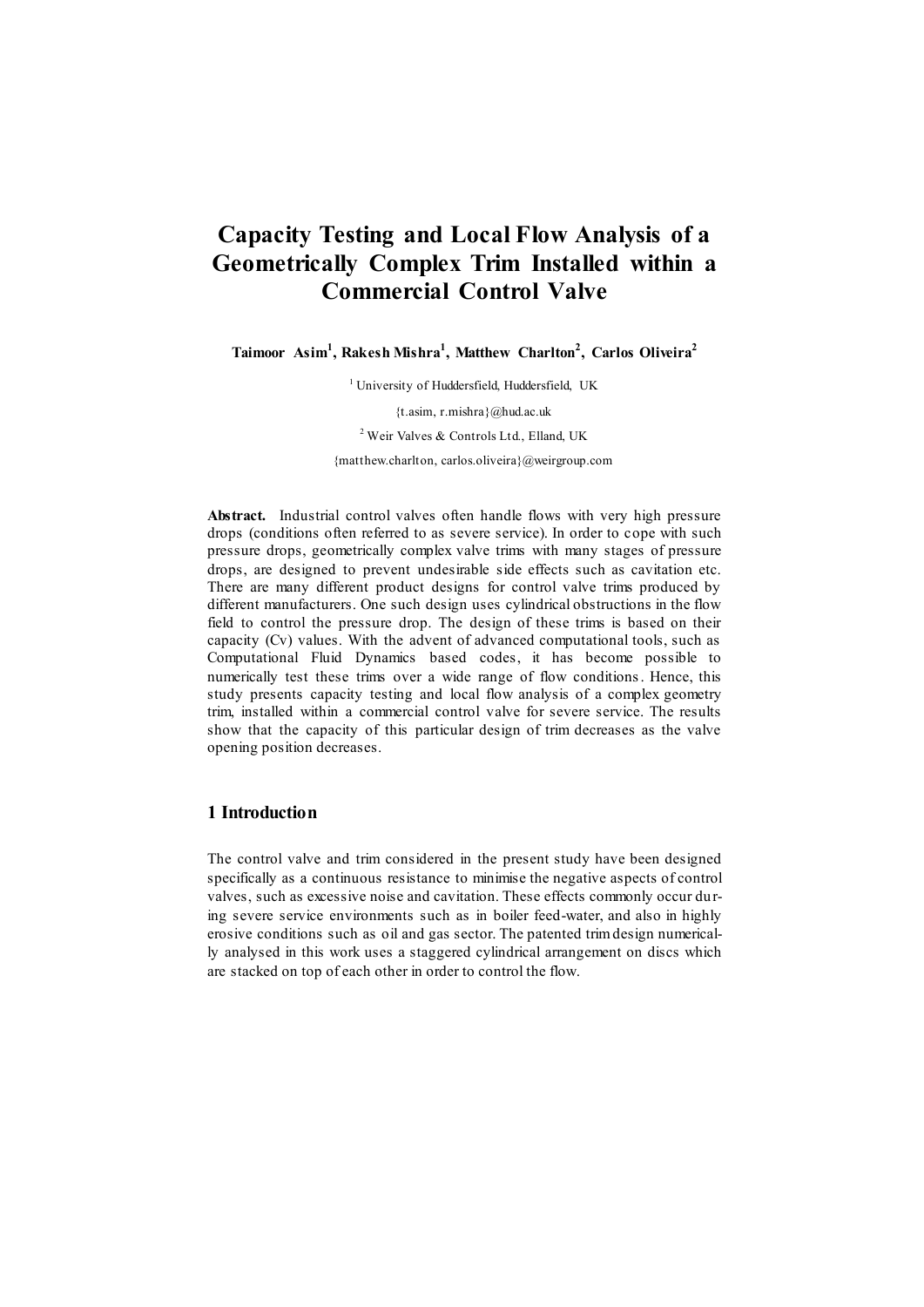# Capacity Testing and Local Flow Analysis of a Geometrically Complex Trim Installed within a Commercial Control Valve

**Taimoor Asim[1], Rakesh Mishra[1], Matthew Charlton[2], Carlos Oliveira[2]**

[1] University of Huddersfield, Huddersfield, UK

{t.asim, r.mishra}@hud.ac.uk

[2] Weir Valves & Controls Ltd., Elland, UK

{matthew.charlton, carlos.oliveira}@weirgroup.com

**Abstract.** Industrial control valves often handle flows with very high pressure drops (conditions often referred to as severe service). In order to cope with such pressure drops, geometrically complex valve trims with many stages of pressure drops, are designed to prevent undesirable side effects such as cavitation etc. There are many different product designs for control valve trims produced by different manufacturers. One such design uses cylindrical obstructions in the flow field to control the pressure drop. The design of these trims is based on their capacity (Cv) values. With the advent of advanced computational tools, such as Computational Fluid Dynamics based codes, it has become possible to numerically test these trims over a wide range of flow conditions. Hence, this study presents capacity testing and local flow analysis of a complex geometry trim, installed within a commercial control valve for severe service. The results show that the capacity of this particular design of trim decreases as the valve opening position decreases.

## 1 Introduction

The control valve and trim considered in the present study have been designed specifically as a continuous resistance to minimise the negative aspects of control valves, such as excessive noise and cavitation. These effects commonly occur during severe service environments such as in boiler feed-water, and also in highly erosive conditions such as oil and gas sector. The patented trim design numerically analysed in this work uses a staggered cylindrical arrangement on discs which are stacked on top of each other in order to control the flow.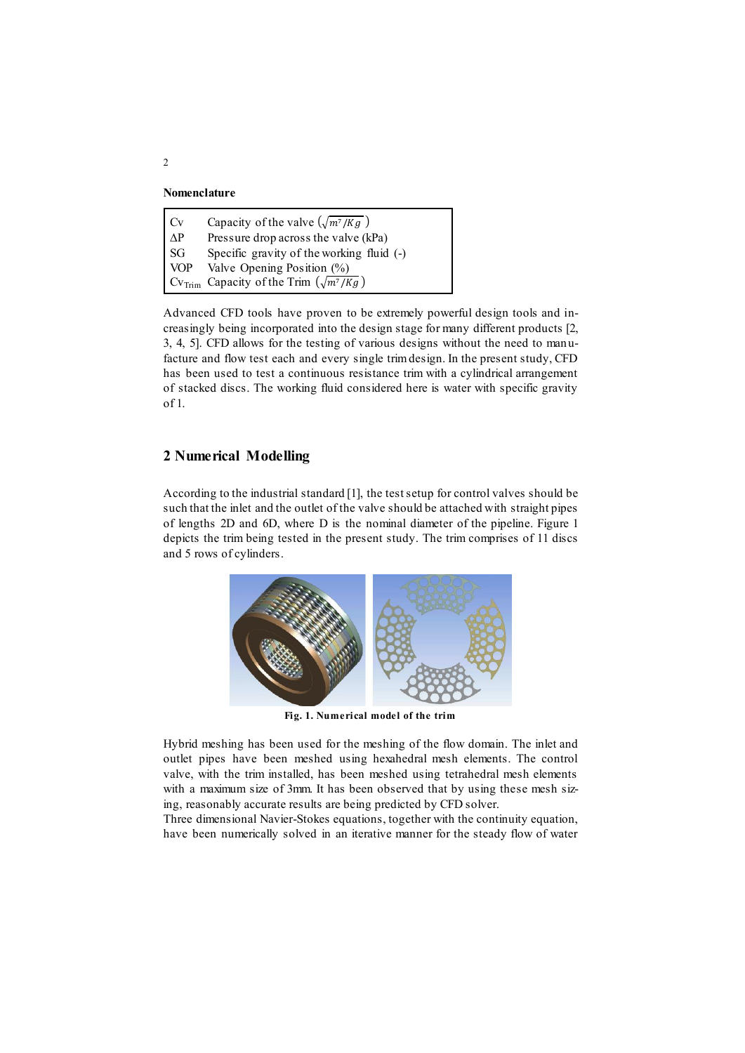**Nomenclature**

| | |
|---|---|
| Cv | Capacity of the valve $\left(\sqrt{m^7/Kg}\right)$ |
| ΔP | Pressure drop across the valve (kPa) |
| SG | Specific gravity of the working fluid (-) |
| VOP | Valve Opening Position (%) |
| $Cv_{Trim}$ | Capacity of the Trim $\left(\sqrt{m^7/Kg}\right)$ |

Advanced CFD tools have proven to be extremely powerful design tools and increasingly being incorporated into the design stage for many different products [2, 3, 4, 5]. CFD allows for the testing of various designs without the need to manufacture and flow test each and every single trim design. In the present study, CFD has been used to test a continuous resistance trim with a cylindrical arrangement of stacked discs. The working fluid considered here is water with specific gravity of 1.

## 2 Numerical Modelling

According to the industrial standard [1], the test setup for control valves should be such that the inlet and the outlet of the valve should be attached with straight pipes of lengths 2D and 6D, where D is the nominal diameter of the pipeline. Figure 1 depicts the trim being tested in the present study. The trim comprises of 11 discs and 5 rows of cylinders.

**Fig. 1. Numerical model of the trim**

Hybrid meshing has been used for the meshing of the flow domain. The inlet and outlet pipes have been meshed using hexahedral mesh elements. The control valve, with the trim installed, has been meshed using tetrahedral mesh elements with a maximum size of 3mm. It has been observed that by using these mesh sizing, reasonably accurate results are being predicted by CFD solver.

Three dimensional Navier-Stokes equations, together with the continuity equation, have been numerically solved in an iterative manner for the steady flow of water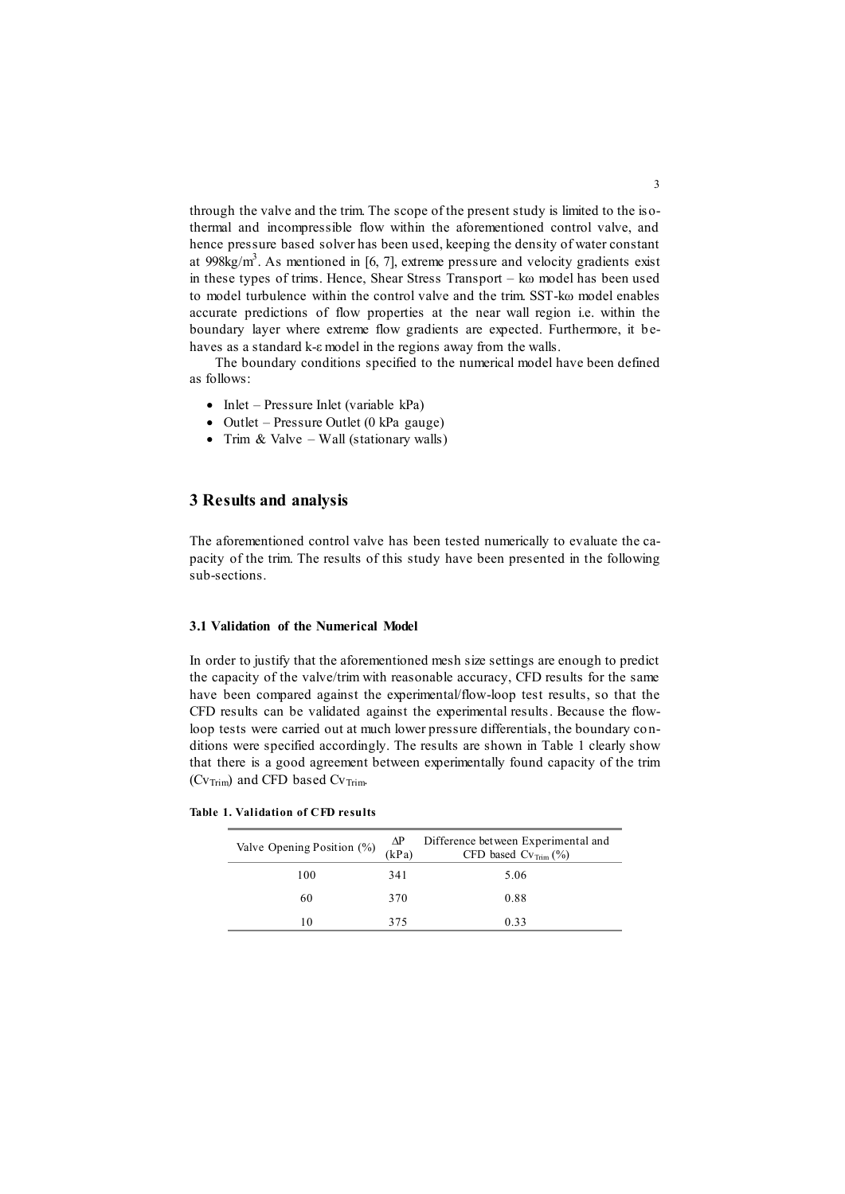through the valve and the trim. The scope of the present study is limited to the isothermal and incompressible flow within the aforementioned control valve, and hence pressure based solver has been used, keeping the density of water constant at 998kg/m$^3$. As mentioned in [6, 7], extreme pressure and velocity gradients exist in these types of trims. Hence, Shear Stress Transport – kω model has been used to model turbulence within the control valve and the trim. SST-kω model enables accurate predictions of flow properties at the near wall region i.e. within the boundary layer where extreme flow gradients are expected. Furthermore, it behaves as a standard k-ε model in the regions away from the walls.

The boundary conditions specified to the numerical model have been defined as follows:

- Inlet – Pressure Inlet (variable kPa)
- Outlet – Pressure Outlet (0 kPa gauge)
- Trim & Valve – Wall (stationary walls)

## 3 Results and analysis

The aforementioned control valve has been tested numerically to evaluate the capacity of the trim. The results of this study have been presented in the following sub-sections.

### 3.1 Validation of the Numerical Model

In order to justify that the aforementioned mesh size settings are enough to predict the capacity of the valve/trim with reasonable accuracy, CFD results for the same have been compared against the experimental/flow-loop test results, so that the CFD results can be validated against the experimental results. Because the flow-loop tests were carried out at much lower pressure differentials, the boundary conditions were specified accordingly. The results are shown in Table 1 clearly show that there is a good agreement between experimentally found capacity of the trim ($Cv_{Trim}$) and CFD based $Cv_{Trim}$.

**Table 1. Validation of CFD results**

| Valve Opening Position (%) | ΔP (kPa) | Difference between Experimental and CFD based $Cv_{Trim}$ (%) |
|---|---|---|
| 100 | 341 | 5.06 |
| 60 | 370 | 0.88 |
| 10 | 375 | 0.33 |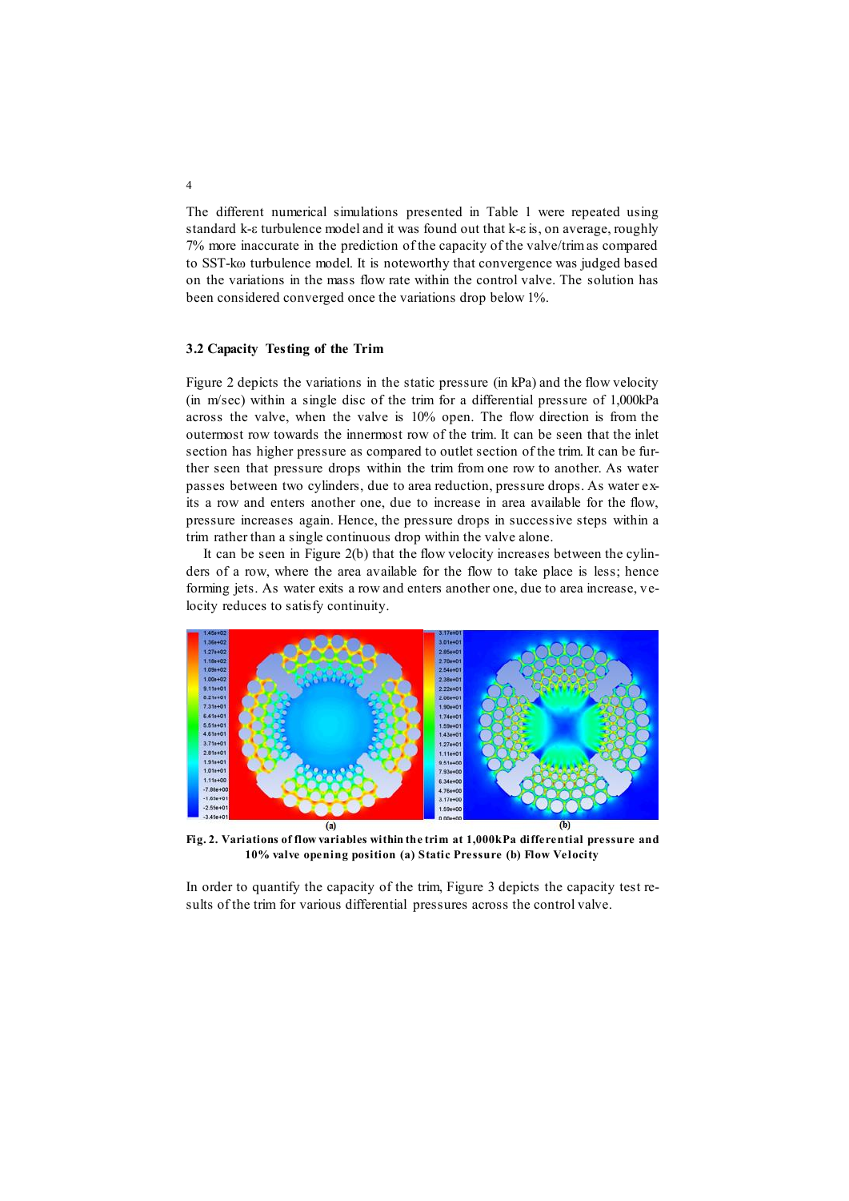The different numerical simulations presented in Table 1 were repeated using standard k-ε turbulence model and it was found out that k-ε is, on average, roughly 7% more inaccurate in the prediction of the capacity of the valve/trim as compared to SST-kω turbulence model. It is noteworthy that convergence was judged based on the variations in the mass flow rate within the control valve. The solution has been considered converged once the variations drop below 1%.

### 3.2 Capacity Testing of the Trim

Figure 2 depicts the variations in the static pressure (in kPa) and the flow velocity (in m/sec) within a single disc of the trim for a differential pressure of 1,000kPa across the valve, when the valve is 10% open. The flow direction is from the outermost row towards the innermost row of the trim. It can be seen that the inlet section has higher pressure as compared to outlet section of the trim. It can be further seen that pressure drops within the trim from one row to another. As water passes between two cylinders, due to area reduction, pressure drops. As water exits a row and enters another one, due to increase in area available for the flow, pressure increases again. Hence, the pressure drops in successive steps within a trim rather than a single continuous drop within the valve alone.

It can be seen in Figure 2(b) that the flow velocity increases between the cylinders of a row, where the area available for the flow to take place is less; hence forming jets. As water exits a row and enters another one, due to area increase, velocity reduces to satisfy continuity.

**Fig. 2. Variations of flow variables within the trim at 1,000kPa differential pressure and 10% valve opening position (a) Static Pressure (b) Flow Velocity**

In order to quantify the capacity of the trim, Figure 3 depicts the capacity test results of the trim for various differential pressures across the control valve.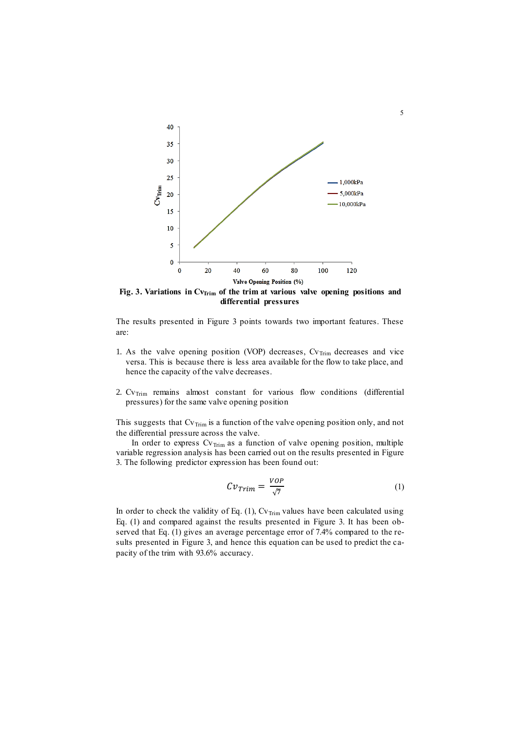**Fig. 3. Variations in $Cv_{Trim}$ of the trim at various valve opening positions and differential pressures**

The results presented in Figure 3 points towards two important features. These are:

1. As the valve opening position (VOP) decreases, $Cv_{Trim}$ decreases and vice versa. This is because there is less area available for the flow to take place, and hence the capacity of the valve decreases.

2. $Cv_{Trim}$ remains almost constant for various flow conditions (differential pressures) for the same valve opening position

This suggests that $Cv_{Trim}$ is a function of the valve opening position only, and not the differential pressure across the valve.

In order to express $Cv_{Trim}$ as a function of valve opening position, multiple variable regression analysis has been carried out on the results presented in Figure 3. The following predictor expression has been found out:

$$Cv_{Trim} = \frac{VOP}{\sqrt{7}} \quad (1)$$

In order to check the validity of Eq. (1), $Cv_{Trim}$ values have been calculated using Eq. (1) and compared against the results presented in Figure 3. It has been observed that Eq. (1) gives an average percentage error of 7.4% compared to the results presented in Figure 3, and hence this equation can be used to predict the capacity of the trim with 93.6% accuracy.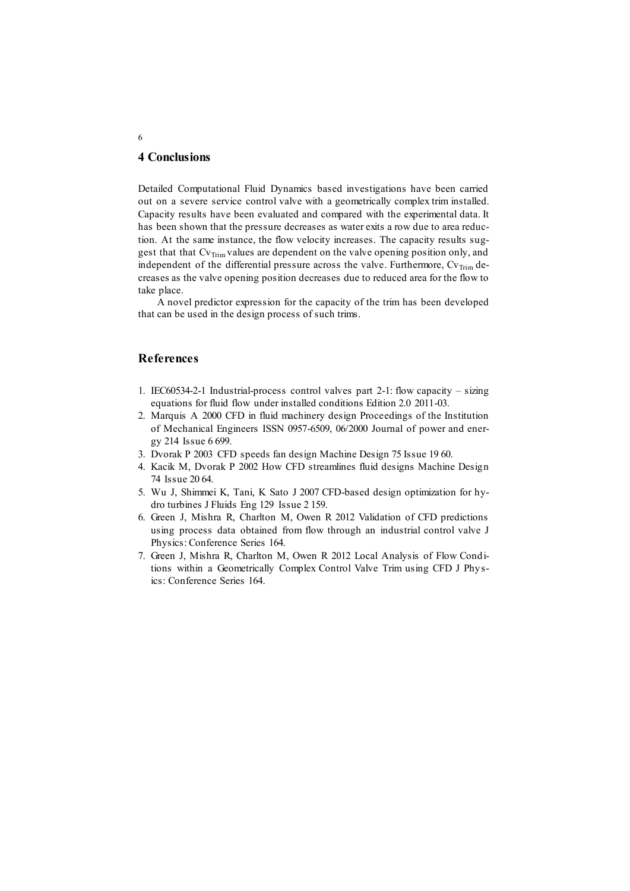## 4 Conclusions

Detailed Computational Fluid Dynamics based investigations have been carried out on a severe service control valve with a geometrically complex trim installed. Capacity results have been evaluated and compared with the experimental data. It has been shown that the pressure decreases as water exits a row due to area reduction. At the same instance, the flow velocity increases. The capacity results suggest that that $Cv_{Trim}$ values are dependent on the valve opening position only, and independent of the differential pressure across the valve. Furthermore, $Cv_{Trim}$ decreases as the valve opening position decreases due to reduced area for the flow to take place.

A novel predictor expression for the capacity of the trim has been developed that can be used in the design process of such trims.

## References

1. IEC60534-2-1 Industrial-process control valves part 2-1: flow capacity – sizing equations for fluid flow under installed conditions Edition 2.0 2011-03.
2. Marquis A 2000 CFD in fluid machinery design Proceedings of the Institution of Mechanical Engineers ISSN 0957-6509, 06/2000 Journal of power and energy 214 Issue 6 699.
3. Dvorak P 2003 CFD speeds fan design Machine Design 75 Issue 19 60.
4. Kacik M, Dvorak P 2002 How CFD streamlines fluid designs Machine Design 74 Issue 20 64.
5. Wu J, Shimmei K, Tani, K Sato J 2007 CFD-based design optimization for hydro turbines J Fluids Eng 129 Issue 2 159.
6. Green J, Mishra R, Charlton M, Owen R 2012 Validation of CFD predictions using process data obtained from flow through an industrial control valve J Physics: Conference Series 164.
7. Green J, Mishra R, Charlton M, Owen R 2012 Local Analysis of Flow Conditions within a Geometrically Complex Control Valve Trim using CFD J Physics: Conference Series 164.